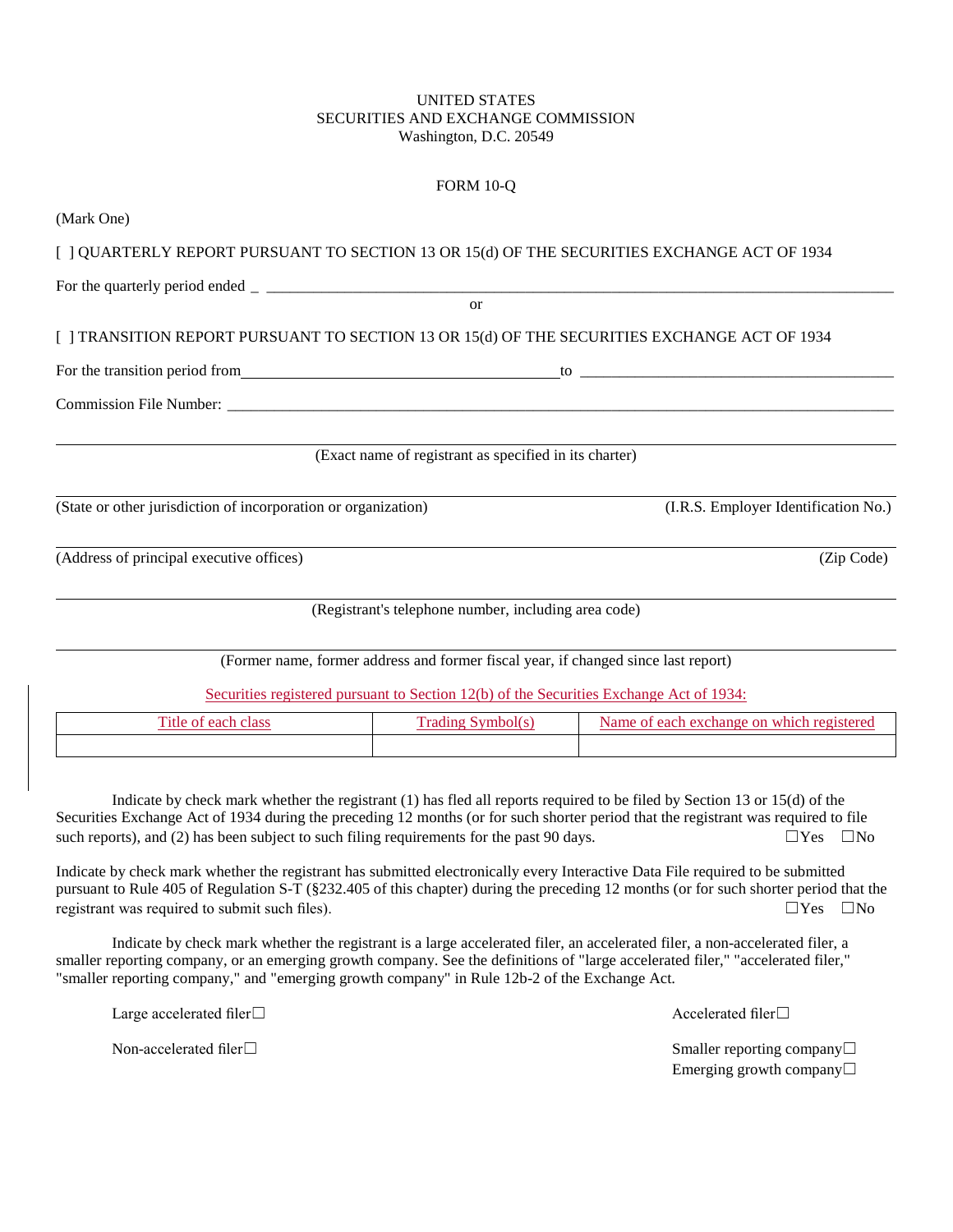UNITED STATES
SECURITIES AND EXCHANGE COMMISSION
Washington, D.C. 20549

FORM 10-Q

(Mark One)

[ ] QUARTERLY REPORT PURSUANT TO SECTION 13 OR 15(d) OF THE SECURITIES EXCHANGE ACT OF 1934

For the quarterly period ended _ ______________________________________________

or

[ ] TRANSITION REPORT PURSUANT TO SECTION 13 OR 15(d) OF THE SECURITIES EXCHANGE ACT OF 1934

For the transition period from ______________________ to ______________________

Commission File Number: ______________________________________________

______________________________________________
(Exact name of registrant as specified in its charter)

______________________________________________
(State or other jurisdiction of incorporation or organization) (I.R.S. Employer Identification No.)

______________________________________________
(Address of principal executive offices) (Zip Code)

______________________________________________
(Registrant's telephone number, including area code)

______________________________________________
(Former name, former address and former fiscal year, if changed since last report)

Securities registered pursuant to Section 12(b) of the Securities Exchange Act of 1934:

| Title of each class | Trading Symbol(s) | Name of each exchange on which registered |
| --- | --- | --- |
| | | |

Indicate by check mark whether the registrant (1) has fled all reports required to be filed by Section 13 or 15(d) of the Securities Exchange Act of 1934 during the preceding 12 months (or for such shorter period that the registrant was required to file such reports), and (2) has been subject to such filing requirements for the past 90 days. ☐Yes ☐No

Indicate by check mark whether the registrant has submitted electronically every Interactive Data File required to be submitted pursuant to Rule 405 of Regulation S-T (§232.405 of this chapter) during the preceding 12 months (or for such shorter period that the registrant was required to submit such files). ☐Yes ☐No

Indicate by check mark whether the registrant is a large accelerated filer, an accelerated filer, a non-accelerated filer, a smaller reporting company, or an emerging growth company. See the definitions of "large accelerated filer," "accelerated filer," "smaller reporting company," and "emerging growth company" in Rule 12b-2 of the Exchange Act.

Large accelerated filer☐ Accelerated filer☐

Non-accelerated filer☐ Smaller reporting company☐
Emerging growth company☐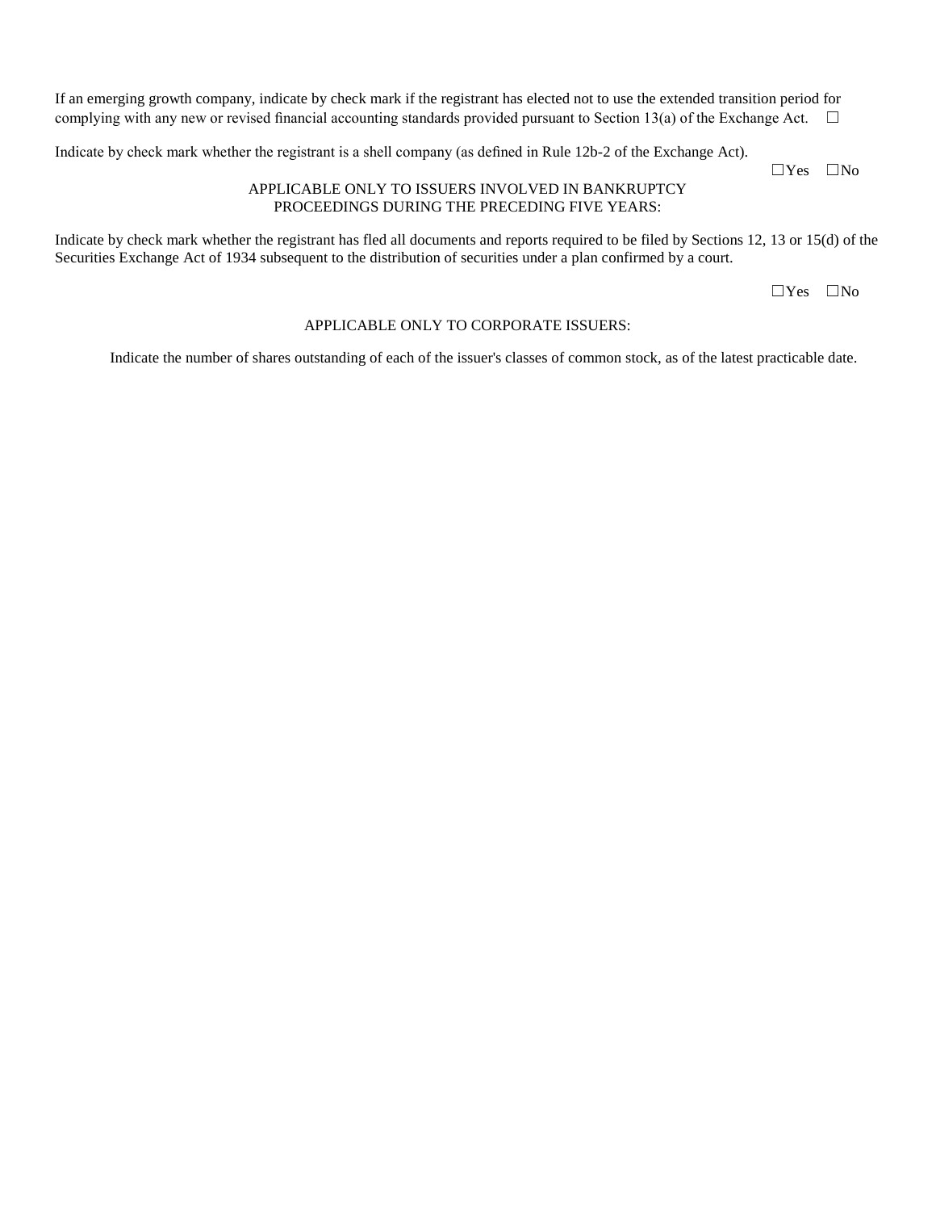If an emerging growth company, indicate by check mark if the registrant has elected not to use the extended transition period for complying with any new or revised financial accounting standards provided pursuant to Section 13(a) of the Exchange Act. ☐

Indicate by check mark whether the registrant is a shell company (as defined in Rule 12b-2 of the Exchange Act).

☐Yes ☐No

APPLICABLE ONLY TO ISSUERS INVOLVED IN BANKRUPTCY PROCEEDINGS DURING THE PRECEDING FIVE YEARS:

Indicate by check mark whether the registrant has fled all documents and reports required to be filed by Sections 12, 13 or 15(d) of the Securities Exchange Act of 1934 subsequent to the distribution of securities under a plan confirmed by a court.

☐Yes ☐No

APPLICABLE ONLY TO CORPORATE ISSUERS:

Indicate the number of shares outstanding of each of the issuer's classes of common stock, as of the latest practicable date.